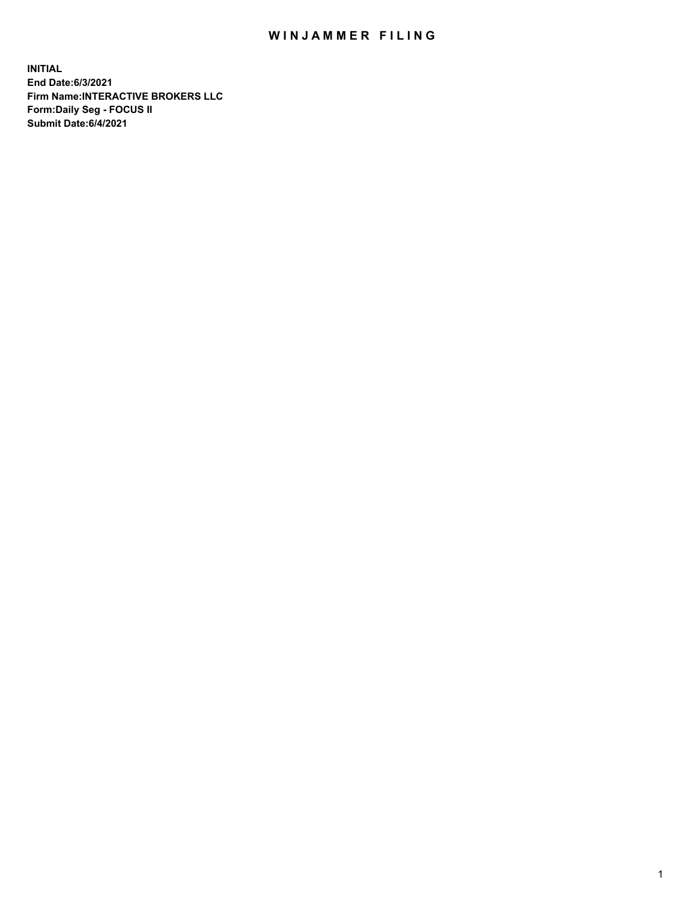# WINJAMMER FILING

**INITIAL**
**End Date:6/3/2021**
**Firm Name:INTERACTIVE BROKERS LLC**
**Form:Daily Seg - FOCUS II**
**Submit Date:6/4/2021**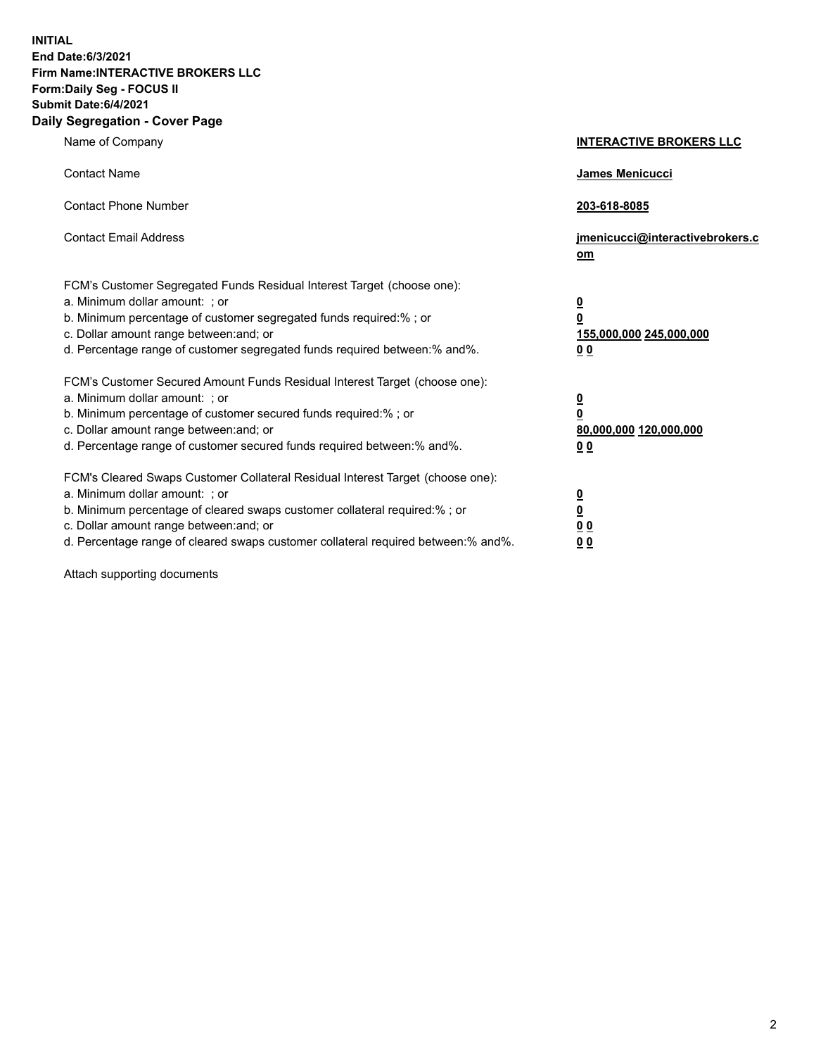**INITIAL**
**End Date:6/3/2021**
**Firm Name:INTERACTIVE BROKERS LLC**
**Form:Daily Seg - FOCUS II**
**Submit Date:6/4/2021**

## Daily Segregation - Cover Page

| | |
|---|---|
| Name of Company | **INTERACTIVE BROKERS LLC** |
| Contact Name | **James Menicucci** |
| Contact Phone Number | **203-618-8085** |
| Contact Email Address | **jmenicucci@interactivebrokers.com** |

FCM's Customer Segregated Funds Residual Interest Target (choose one):

| | |
|---|---|
| a. Minimum dollar amount: ; or | **0** |
| b. Minimum percentage of customer segregated funds required:% ; or | **0** |
| c. Dollar amount range between:and; or | **155,000,000 245,000,000** |
| d. Percentage range of customer segregated funds required between:% and%. | **0 0** |

FCM's Customer Secured Amount Funds Residual Interest Target (choose one):

| | |
|---|---|
| a. Minimum dollar amount: ; or | **0** |
| b. Minimum percentage of customer secured funds required:% ; or | **0** |
| c. Dollar amount range between:and; or | **80,000,000 120,000,000** |
| d. Percentage range of customer secured funds required between:% and%. | **0 0** |

FCM's Cleared Swaps Customer Collateral Residual Interest Target (choose one):

| | |
|---|---|
| a. Minimum dollar amount: ; or | **0** |
| b. Minimum percentage of cleared swaps customer collateral required:% ; or | **0** |
| c. Dollar amount range between:and; or | **0 0** |
| d. Percentage range of cleared swaps customer collateral required between:% and%. | **0 0** |

Attach supporting documents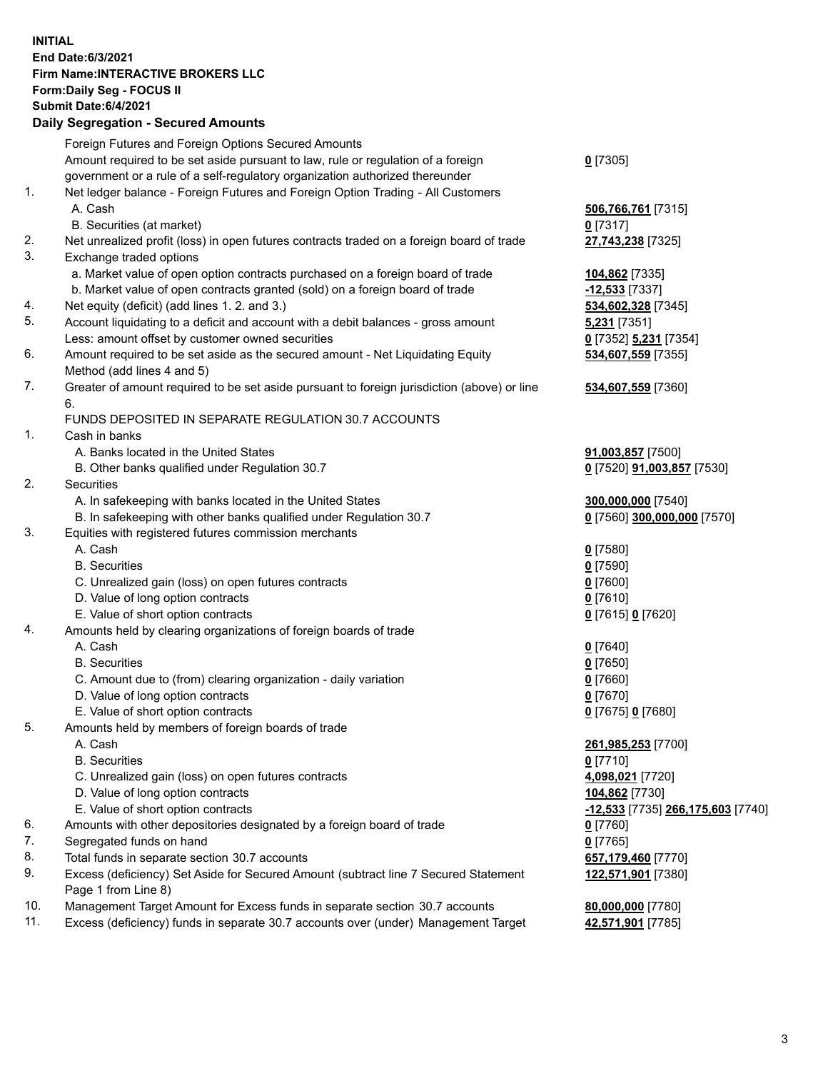**INITIAL**
**End Date:6/3/2021**
**Firm Name:INTERACTIVE BROKERS LLC**
**Form:Daily Seg - FOCUS II**
**Submit Date:6/4/2021**

**Daily Segregation - Secured Amounts**

| | | |
|---|---|---|
| | Foreign Futures and Foreign Options Secured Amounts | |
| | Amount required to be set aside pursuant to law, rule or regulation of a foreign government or a rule of a self-regulatory organization authorized thereunder | **0** [7305] |
| 1. | Net ledger balance - Foreign Futures and Foreign Option Trading - All Customers | |
| | A. Cash | **506,766,761** [7315] |
| | B. Securities (at market) | **0** [7317] |
| 2. | Net unrealized profit (loss) in open futures contracts traded on a foreign board of trade | **27,743,238** [7325] |
| 3. | Exchange traded options | |
| | a. Market value of open option contracts purchased on a foreign board of trade | **104,862** [7335] |
| | b. Market value of open contracts granted (sold) on a foreign board of trade | **-12,533** [7337] |
| 4. | Net equity (deficit) (add lines 1. 2. and 3.) | **534,602,328** [7345] |
| 5. | Account liquidating to a deficit and account with a debit balances - gross amount | **5,231** [7351] |
| | Less: amount offset by customer owned securities | **0** [7352] **5,231** [7354] |
| 6. | Amount required to be set aside as the secured amount - Net Liquidating Equity Method (add lines 4 and 5) | **534,607,559** [7355] |
| 7. | Greater of amount required to be set aside pursuant to foreign jurisdiction (above) or line 6. | **534,607,559** [7360] |
| | FUNDS DEPOSITED IN SEPARATE REGULATION 30.7 ACCOUNTS | |
| 1. | Cash in banks | |
| | A. Banks located in the United States | **91,003,857** [7500] |
| | B. Other banks qualified under Regulation 30.7 | **0** [7520] **91,003,857** [7530] |
| 2. | Securities | |
| | A. In safekeeping with banks located in the United States | **300,000,000** [7540] |
| | B. In safekeeping with other banks qualified under Regulation 30.7 | **0** [7560] **300,000,000** [7570] |
| 3. | Equities with registered futures commission merchants | |
| | A. Cash | **0** [7580] |
| | B. Securities | **0** [7590] |
| | C. Unrealized gain (loss) on open futures contracts | **0** [7600] |
| | D. Value of long option contracts | **0** [7610] |
| | E. Value of short option contracts | **0** [7615] **0** [7620] |
| 4. | Amounts held by clearing organizations of foreign boards of trade | |
| | A. Cash | **0** [7640] |
| | B. Securities | **0** [7650] |
| | C. Amount due to (from) clearing organization - daily variation | **0** [7660] |
| | D. Value of long option contracts | **0** [7670] |
| | E. Value of short option contracts | **0** [7675] **0** [7680] |
| 5. | Amounts held by members of foreign boards of trade | |
| | A. Cash | **261,985,253** [7700] |
| | B. Securities | **0** [7710] |
| | C. Unrealized gain (loss) on open futures contracts | **4,098,021** [7720] |
| | D. Value of long option contracts | **104,862** [7730] |
| | E. Value of short option contracts | **-12,533** [7735] **266,175,603** [7740] |
| 6. | Amounts with other depositories designated by a foreign board of trade | **0** [7760] |
| 7. | Segregated funds on hand | **0** [7765] |
| 8. | Total funds in separate section 30.7 accounts | **657,179,460** [7770] |
| 9. | Excess (deficiency) Set Aside for Secured Amount (subtract line 7 Secured Statement Page 1 from Line 8) | **122,571,901** [7380] |
| 10. | Management Target Amount for Excess funds in separate section 30.7 accounts | **80,000,000** [7780] |
| 11. | Excess (deficiency) funds in separate 30.7 accounts over (under) Management Target | **42,571,901** [7785] |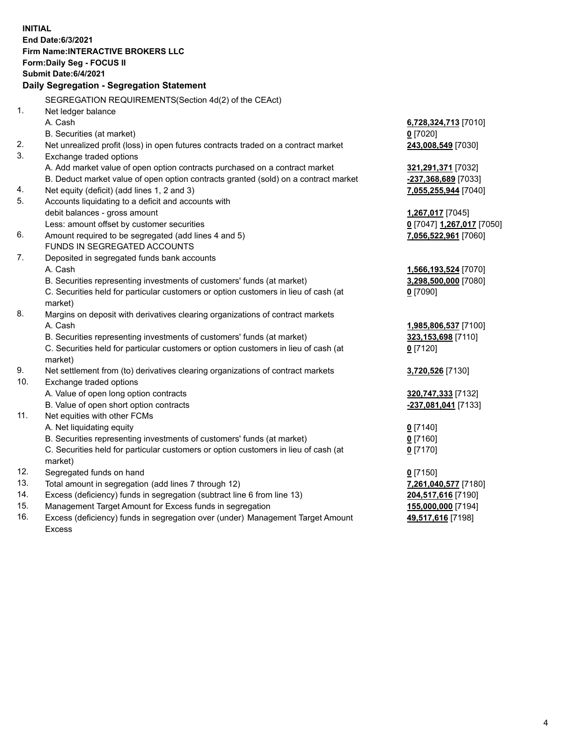**INITIAL**
**End Date:6/3/2021**
**Firm Name:INTERACTIVE BROKERS LLC**
**Form:Daily Seg - FOCUS II**
**Submit Date:6/4/2021**

**Daily Segregation - Segregation Statement**

SEGREGATION REQUIREMENTS(Section 4d(2) of the CEAct)

| | | |
|---|---|---|
| 1. | Net ledger balance | |
| | A. Cash | **6,728,324,713** [7010] |
| | B. Securities (at market) | **0** [7020] |
| 2. | Net unrealized profit (loss) in open futures contracts traded on a contract market | **243,008,549** [7030] |
| 3. | Exchange traded options | |
| | A. Add market value of open option contracts purchased on a contract market | **321,291,371** [7032] |
| | B. Deduct market value of open option contracts granted (sold) on a contract market | **-237,368,689** [7033] |
| 4. | Net equity (deficit) (add lines 1, 2 and 3) | **7,055,255,944** [7040] |
| 5. | Accounts liquidating to a deficit and accounts with debit balances - gross amount | **1,267,017** [7045] |
| | Less: amount offset by customer securities | **0** [7047] **1,267,017** [7050] |
| 6. | Amount required to be segregated (add lines 4 and 5) | **7,056,522,961** [7060] |
| | FUNDS IN SEGREGATED ACCOUNTS | |
| 7. | Deposited in segregated funds bank accounts | |
| | A. Cash | **1,566,193,524** [7070] |
| | B. Securities representing investments of customers' funds (at market) | **3,298,500,000** [7080] |
| | C. Securities held for particular customers or option customers in lieu of cash (at market) | **0** [7090] |
| 8. | Margins on deposit with derivatives clearing organizations of contract markets | |
| | A. Cash | **1,985,806,537** [7100] |
| | B. Securities representing investments of customers' funds (at market) | **323,153,698** [7110] |
| | C. Securities held for particular customers or option customers in lieu of cash (at market) | **0** [7120] |
| 9. | Net settlement from (to) derivatives clearing organizations of contract markets | **3,720,526** [7130] |
| 10. | Exchange traded options | |
| | A. Value of open long option contracts | **320,747,333** [7132] |
| | B. Value of open short option contracts | **-237,081,041** [7133] |
| 11. | Net equities with other FCMs | |
| | A. Net liquidating equity | **0** [7140] |
| | B. Securities representing investments of customers' funds (at market) | **0** [7160] |
| | C. Securities held for particular customers or option customers in lieu of cash (at market) | **0** [7170] |
| 12. | Segregated funds on hand | **0** [7150] |
| 13. | Total amount in segregation (add lines 7 through 12) | **7,261,040,577** [7180] |
| 14. | Excess (deficiency) funds in segregation (subtract line 6 from line 13) | **204,517,616** [7190] |
| 15. | Management Target Amount for Excess funds in segregation | **155,000,000** [7194] |
| 16. | Excess (deficiency) funds in segregation over (under) Management Target Amount Excess | **49,517,616** [7198] |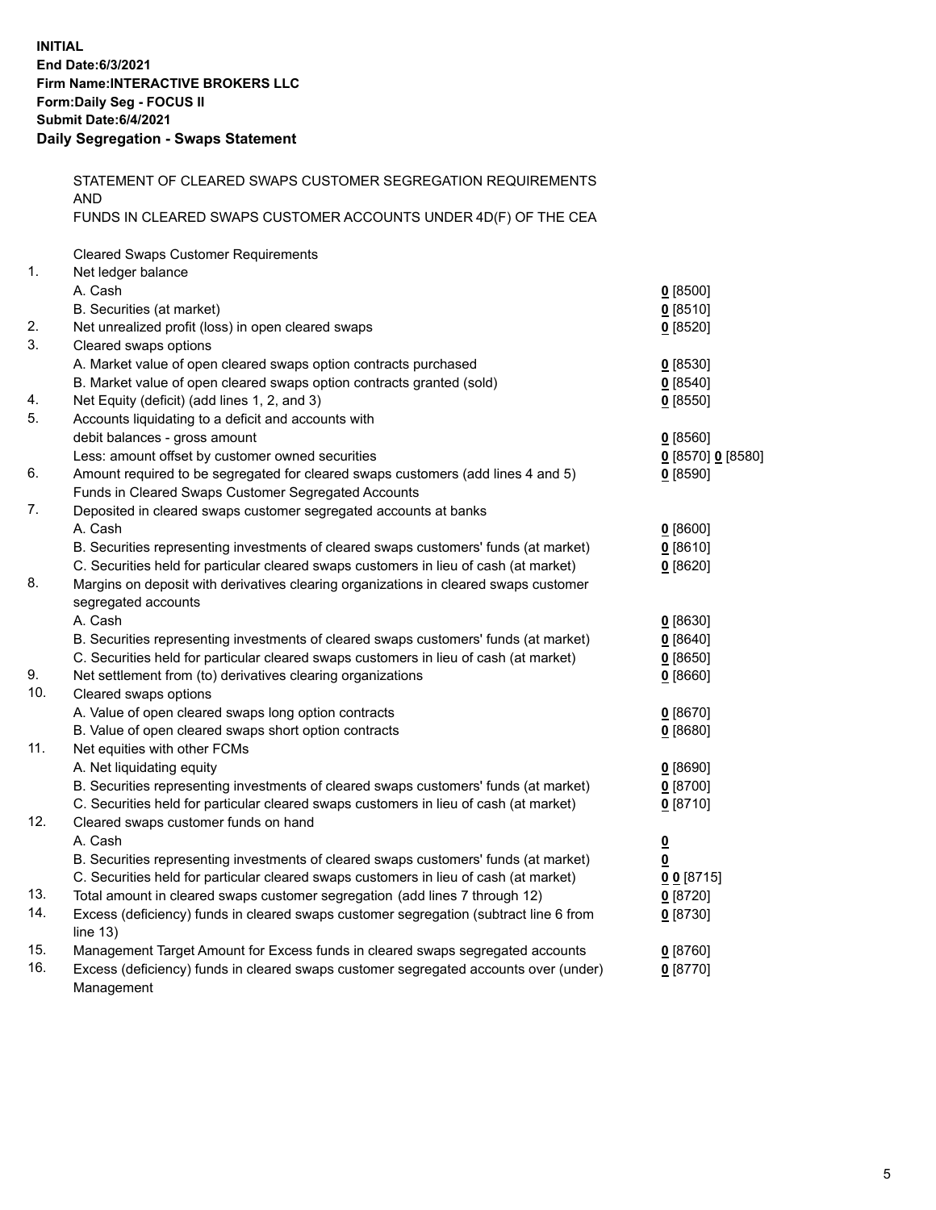**INITIAL**
**End Date:6/3/2021**
**Firm Name:INTERACTIVE BROKERS LLC**
**Form:Daily Seg - FOCUS II**
**Submit Date:6/4/2021**
**Daily Segregation - Swaps Statement**

STATEMENT OF CLEARED SWAPS CUSTOMER SEGREGATION REQUIREMENTS AND FUNDS IN CLEARED SWAPS CUSTOMER ACCOUNTS UNDER 4D(F) OF THE CEA

| | | |
|---|---|---|
| | Cleared Swaps Customer Requirements | |
| 1. | Net ledger balance | |
| | A. Cash | 0 [8500] |
| | B. Securities (at market) | 0 [8510] |
| 2. | Net unrealized profit (loss) in open cleared swaps | 0 [8520] |
| 3. | Cleared swaps options | |
| | A. Market value of open cleared swaps option contracts purchased | 0 [8530] |
| | B. Market value of open cleared swaps option contracts granted (sold) | 0 [8540] |
| 4. | Net Equity (deficit) (add lines 1, 2, and 3) | 0 [8550] |
| 5. | Accounts liquidating to a deficit and accounts with debit balances - gross amount | 0 [8560] |
| | Less: amount offset by customer owned securities | 0 [8570] 0 [8580] |
| 6. | Amount required to be segregated for cleared swaps customers (add lines 4 and 5) | 0 [8590] |
| | Funds in Cleared Swaps Customer Segregated Accounts | |
| 7. | Deposited in cleared swaps customer segregated accounts at banks | |
| | A. Cash | 0 [8600] |
| | B. Securities representing investments of cleared swaps customers' funds (at market) | 0 [8610] |
| | C. Securities held for particular cleared swaps customers in lieu of cash (at market) | 0 [8620] |
| 8. | Margins on deposit with derivatives clearing organizations in cleared swaps customer segregated accounts | |
| | A. Cash | 0 [8630] |
| | B. Securities representing investments of cleared swaps customers' funds (at market) | 0 [8640] |
| | C. Securities held for particular cleared swaps customers in lieu of cash (at market) | 0 [8650] |
| 9. | Net settlement from (to) derivatives clearing organizations | 0 [8660] |
| 10. | Cleared swaps options | |
| | A. Value of open cleared swaps long option contracts | 0 [8670] |
| | B. Value of open cleared swaps short option contracts | 0 [8680] |
| 11. | Net equities with other FCMs | |
| | A. Net liquidating equity | 0 [8690] |
| | B. Securities representing investments of cleared swaps customers' funds (at market) | 0 [8700] |
| | C. Securities held for particular cleared swaps customers in lieu of cash (at market) | 0 [8710] |
| 12. | Cleared swaps customer funds on hand | |
| | A. Cash | 0 |
| | B. Securities representing investments of cleared swaps customers' funds (at market) | 0 |
| | C. Securities held for particular cleared swaps customers in lieu of cash (at market) | 0 0 [8715] |
| 13. | Total amount in cleared swaps customer segregation (add lines 7 through 12) | 0 [8720] |
| 14. | Excess (deficiency) funds in cleared swaps customer segregation (subtract line 6 from line 13) | 0 [8730] |
| 15. | Management Target Amount for Excess funds in cleared swaps segregated accounts | 0 [8760] |
| 16. | Excess (deficiency) funds in cleared swaps customer segregated accounts over (under) Management | 0 [8770] |